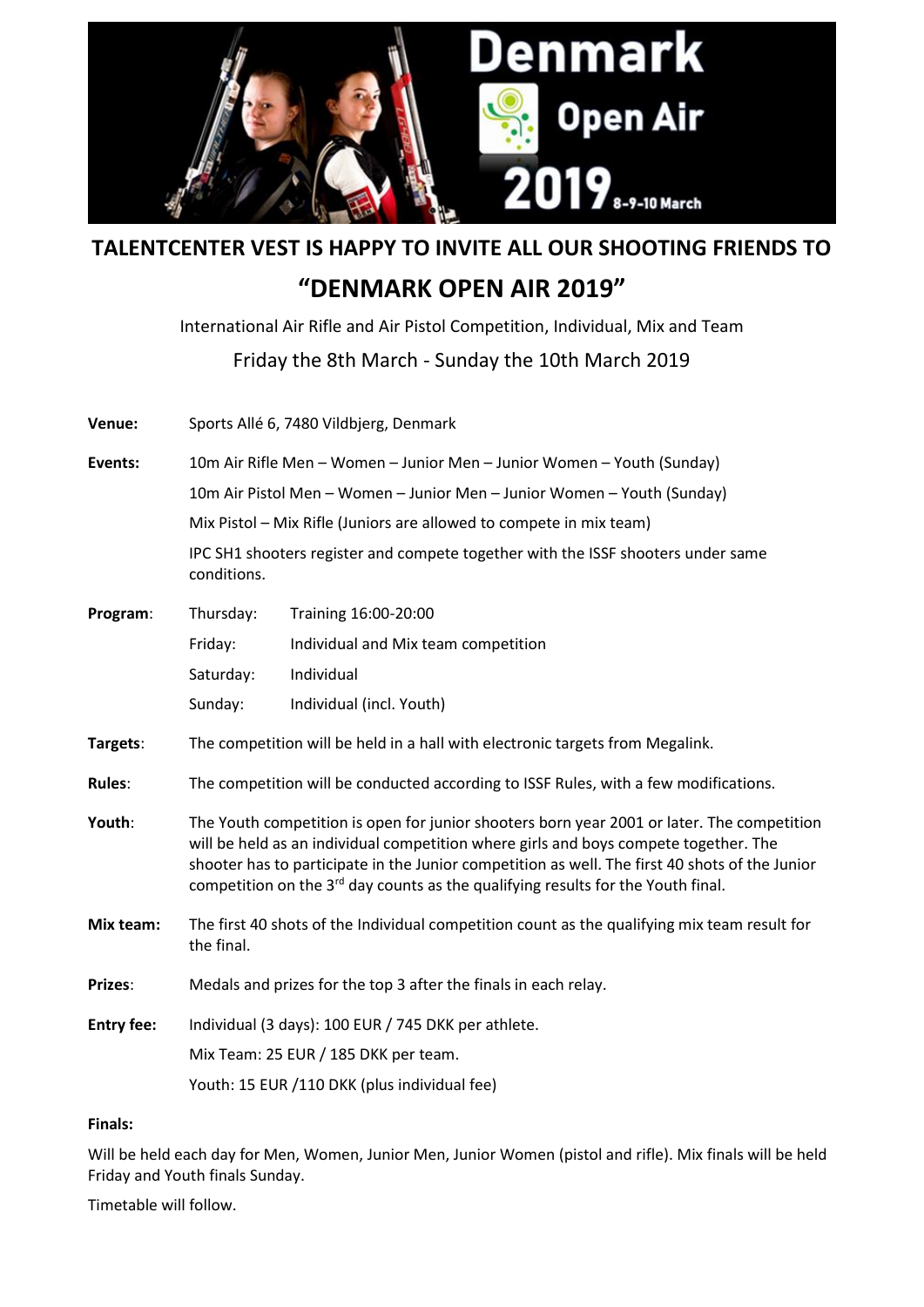# TALENTCENTER VEST IS HAPPY TO INVITE ALL OUR SHOOTING FRIENDS TO

# "DENMARK OPEN AIR 2019"

International Air Rifle and Air Pistol Competition, Individual, Mix and Team

Friday the 8th March - Sunday the 10th March 2019

**Venue:** Sports Allé 6, 7480 Vildbjerg, Denmark

**Events:** 10m Air Rifle Men – Women – Junior Men – Junior Women – Youth (Sunday)

10m Air Pistol Men – Women – Junior Men – Junior Women – Youth (Sunday)

Mix Pistol – Mix Rifle (Juniors are allowed to compete in mix team)

IPC SH1 shooters register and compete together with the ISSF shooters under same conditions.

**Program:**

| | |
|---|---|
| Thursday: | Training 16:00-20:00 |
| Friday: | Individual and Mix team competition |
| Saturday: | Individual |
| Sunday: | Individual (incl. Youth) |

**Targets:** The competition will be held in a hall with electronic targets from Megalink.

**Rules:** The competition will be conducted according to ISSF Rules, with a few modifications.

**Youth:** The Youth competition is open for junior shooters born year 2001 or later. The competition will be held as an individual competition where girls and boys compete together. The shooter has to participate in the Junior competition as well. The first 40 shots of the Junior competition on the 3rd day counts as the qualifying results for the Youth final.

**Mix team:** The first 40 shots of the Individual competition count as the qualifying mix team result for the final.

**Prizes:** Medals and prizes for the top 3 after the finals in each relay.

**Entry fee:** Individual (3 days): 100 EUR / 745 DKK per athlete.

Mix Team: 25 EUR / 185 DKK per team.

Youth: 15 EUR /110 DKK (plus individual fee)

**Finals:**

Will be held each day for Men, Women, Junior Men, Junior Women (pistol and rifle). Mix finals will be held Friday and Youth finals Sunday.

Timetable will follow.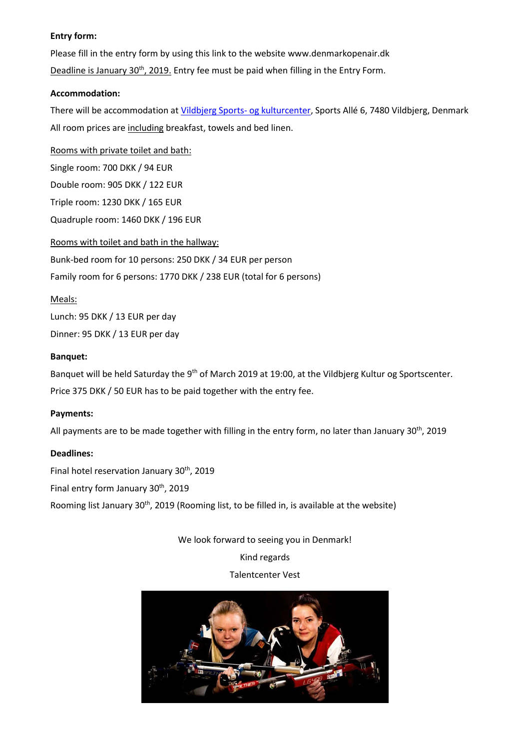**Entry form:**

Please fill in the entry form by using this link to the website www.denmarkopenair.dk

Deadline is January 30th, 2019. Entry fee must be paid when filling in the Entry Form.

**Accommodation:**

There will be accommodation at Vildbjerg Sports- og kulturcenter, Sports Allé 6, 7480 Vildbjerg, Denmark

All room prices are including breakfast, towels and bed linen.

Rooms with private toilet and bath:

Single room: 700 DKK / 94 EUR

Double room: 905 DKK / 122 EUR

Triple room: 1230 DKK / 165 EUR

Quadruple room: 1460 DKK / 196 EUR

Rooms with toilet and bath in the hallway:

Bunk-bed room for 10 persons: 250 DKK / 34 EUR per person

Family room for 6 persons: 1770 DKK / 238 EUR (total for 6 persons)

Meals:

Lunch: 95 DKK / 13 EUR per day

Dinner: 95 DKK / 13 EUR per day

**Banquet:**

Banquet will be held Saturday the 9th of March 2019 at 19:00, at the Vildbjerg Kultur og Sportscenter.

Price 375 DKK / 50 EUR has to be paid together with the entry fee.

**Payments:**

All payments are to be made together with filling in the entry form, no later than January 30th, 2019

**Deadlines:**

Final hotel reservation January 30th, 2019

Final entry form January 30th, 2019

Rooming list January 30th, 2019 (Rooming list, to be filled in, is available at the website)

We look forward to seeing you in Denmark!

Kind regards

Talentcenter Vest